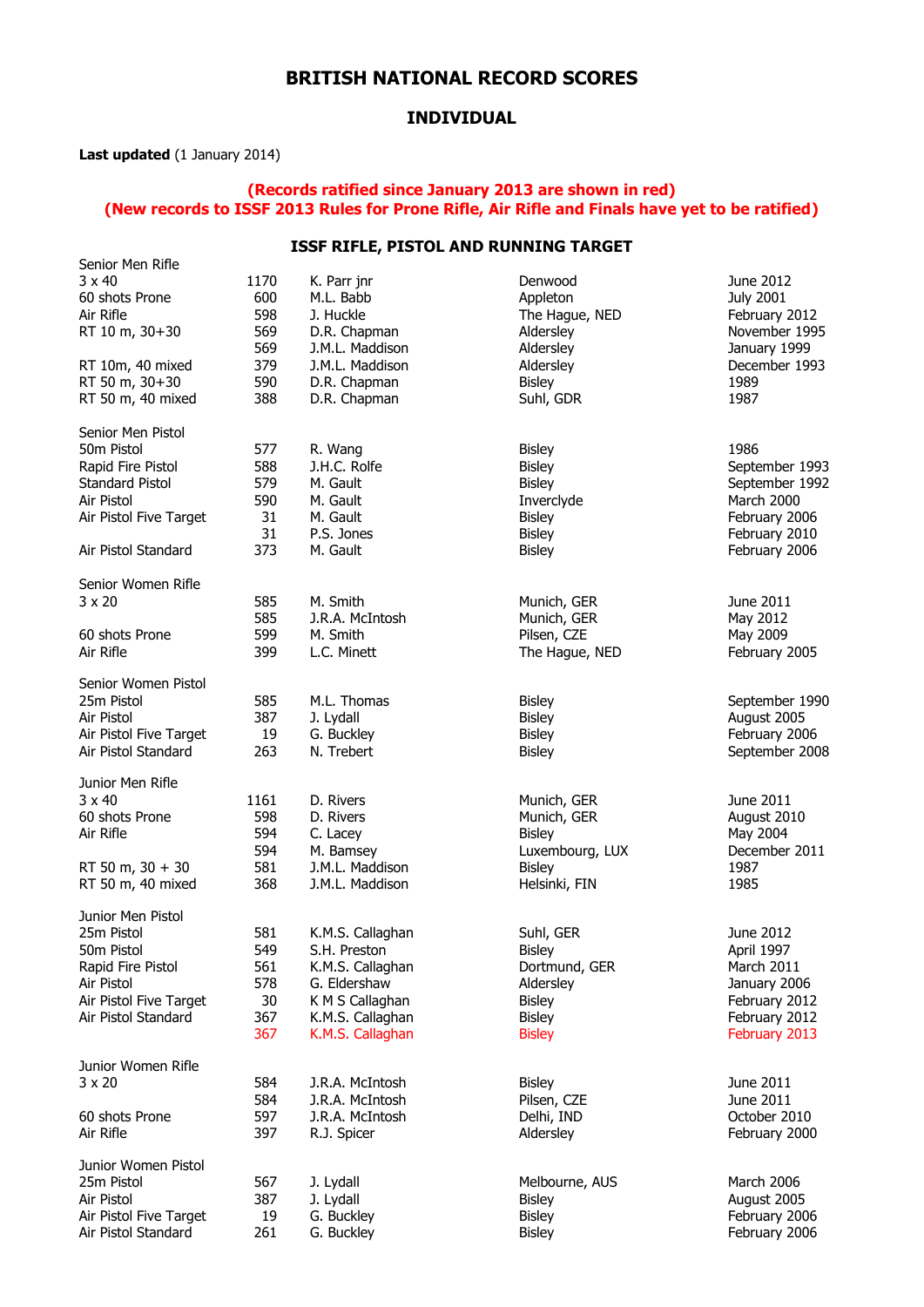# BRITISH NATIONAL RECORD SCORES

## INDIVIDUAL

**Last updated** (1 January 2014)

**(Records ratified since January 2013 are shown in red)**
**(New records to ISSF 2013 Rules for Prone Rifle, Air Rifle and Finals have yet to be ratified)**

### ISSF RIFLE, PISTOL AND RUNNING TARGET

| Event | Score | Name | Venue | Date |
|---|---|---|---|---|
| Senior Men Rifle | | | | |
| 3 x 40 | 1170 | K. Parr jnr | Denwood | June 2012 |
| 60 shots Prone | 600 | M.L. Babb | Appleton | July 2001 |
| Air Rifle | 598 | J. Huckle | The Hague, NED | February 2012 |
| RT 10 m, 30+30 | 569 | D.R. Chapman | Aldersley | November 1995 |
| | 569 | J.M.L. Maddison | Aldersley | January 1999 |
| RT 10m, 40 mixed | 379 | J.M.L. Maddison | Aldersley | December 1993 |
| RT 50 m, 30+30 | 590 | D.R. Chapman | Bisley | 1989 |
| RT 50 m, 40 mixed | 388 | D.R. Chapman | Suhl, GDR | 1987 |
| | | | | |
| Senior Men Pistol | | | | |
| 50m Pistol | 577 | R. Wang | Bisley | 1986 |
| Rapid Fire Pistol | 588 | J.H.C. Rolfe | Bisley | September 1993 |
| Standard Pistol | 579 | M. Gault | Bisley | September 1992 |
| Air Pistol | 590 | M. Gault | Inverclyde | March 2000 |
| Air Pistol Five Target | 31 | M. Gault | Bisley | February 2006 |
| | 31 | P.S. Jones | Bisley | February 2010 |
| Air Pistol Standard | 373 | M. Gault | Bisley | February 2006 |
| | | | | |
| Senior Women Rifle | | | | |
| 3 x 20 | 585 | M. Smith | Munich, GER | June 2011 |
| | 585 | J.R.A. McIntosh | Munich, GER | May 2012 |
| 60 shots Prone | 599 | M. Smith | Pilsen, CZE | May 2009 |
| Air Rifle | 399 | L.C. Minett | The Hague, NED | February 2005 |
| | | | | |
| Senior Women Pistol | | | | |
| 25m Pistol | 585 | M.L. Thomas | Bisley | September 1990 |
| Air Pistol | 387 | J. Lydall | Bisley | August 2005 |
| Air Pistol Five Target | 19 | G. Buckley | Bisley | February 2006 |
| Air Pistol Standard | 263 | N. Trebert | Bisley | September 2008 |
| | | | | |
| Junior Men Rifle | | | | |
| 3 x 40 | 1161 | D. Rivers | Munich, GER | June 2011 |
| 60 shots Prone | 598 | D. Rivers | Munich, GER | August 2010 |
| Air Rifle | 594 | C. Lacey | Bisley | May 2004 |
| | 594 | M. Bamsey | Luxembourg, LUX | December 2011 |
| RT 50 m, 30 + 30 | 581 | J.M.L. Maddison | Bisley | 1987 |
| RT 50 m, 40 mixed | 368 | J.M.L. Maddison | Helsinki, FIN | 1985 |
| | | | | |
| Junior Men Pistol | | | | |
| 25m Pistol | 581 | K.M.S. Callaghan | Suhl, GER | June 2012 |
| 50m Pistol | 549 | S.H. Preston | Bisley | April 1997 |
| Rapid Fire Pistol | 561 | K.M.S. Callaghan | Dortmund, GER | March 2011 |
| Air Pistol | 578 | G. Eldershaw | Aldersley | January 2006 |
| Air Pistol Five Target | 30 | K M S Callaghan | Bisley | February 2012 |
| Air Pistol Standard | 367 | K.M.S. Callaghan | Bisley | February 2012 |
| | 367 | K.M.S. Callaghan | Bisley | February 2013 |
| | | | | |
| Junior Women Rifle | | | | |
| 3 x 20 | 584 | J.R.A. McIntosh | Bisley | June 2011 |
| | 584 | J.R.A. McIntosh | Pilsen, CZE | June 2011 |
| 60 shots Prone | 597 | J.R.A. McIntosh | Delhi, IND | October 2010 |
| Air Rifle | 397 | R.J. Spicer | Aldersley | February 2000 |
| | | | | |
| Junior Women Pistol | | | | |
| 25m Pistol | 567 | J. Lydall | Melbourne, AUS | March 2006 |
| Air Pistol | 387 | J. Lydall | Bisley | August 2005 |
| Air Pistol Five Target | 19 | G. Buckley | Bisley | February 2006 |
| Air Pistol Standard | 261 | G. Buckley | Bisley | February 2006 |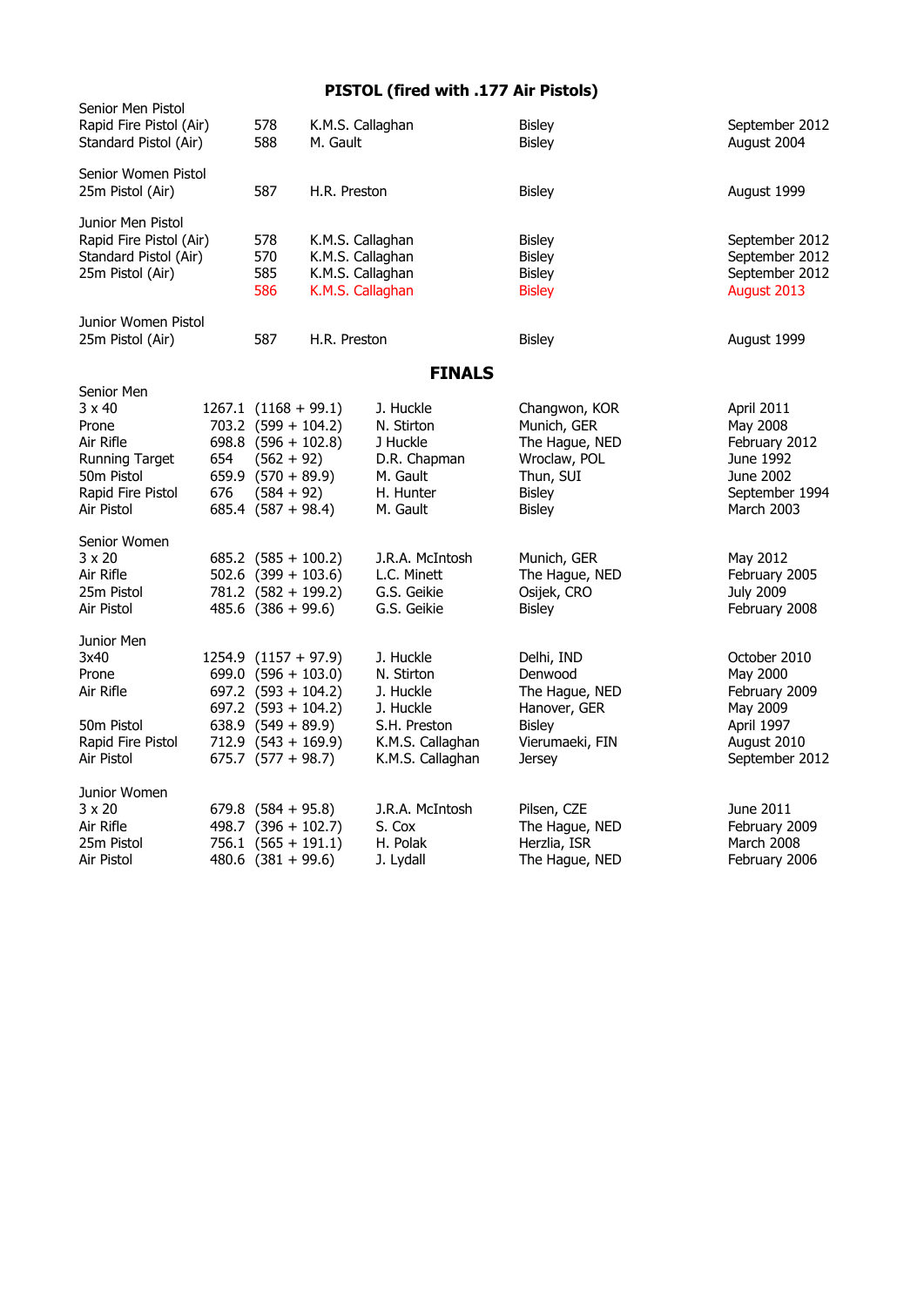## PISTOL (fired with .177 Air Pistols)

| | | | | |
|---|---|---|---|---|
| Senior Men Pistol | | | | |
| Rapid Fire Pistol (Air) | 578 | K.M.S. Callaghan | Bisley | September 2012 |
| Standard Pistol (Air) | 588 | M. Gault | Bisley | August 2004 |
| | | | | |
| Senior Women Pistol | | | | |
| 25m Pistol (Air) | 587 | H.R. Preston | Bisley | August 1999 |
| | | | | |
| Junior Men Pistol | | | | |
| Rapid Fire Pistol (Air) | 578 | K.M.S. Callaghan | Bisley | September 2012 |
| Standard Pistol (Air) | 570 | K.M.S. Callaghan | Bisley | September 2012 |
| 25m Pistol (Air) | 585 | K.M.S. Callaghan | Bisley | September 2012 |
| | 586 | K.M.S. Callaghan | Bisley | August 2013 |
| | | | | |
| Junior Women Pistol | | | | |
| 25m Pistol (Air) | 587 | H.R. Preston | Bisley | August 1999 |

## FINALS

| | | | | | |
|---|---|---|---|---|---|
| Senior Men | | | | | |
| 3 x 40 | 1267.1 | (1168 + 99.1) | J. Huckle | Changwon, KOR | April 2011 |
| Prone | 703.2 | (599 + 104.2) | N. Stirton | Munich, GER | May 2008 |
| Air Rifle | 698.8 | (596 + 102.8) | J Huckle | The Hague, NED | February 2012 |
| Running Target | 654 | (562 + 92) | D.R. Chapman | Wroclaw, POL | June 1992 |
| 50m Pistol | 659.9 | (570 + 89.9) | M. Gault | Thun, SUI | June 2002 |
| Rapid Fire Pistol | 676 | (584 + 92) | H. Hunter | Bisley | September 1994 |
| Air Pistol | 685.4 | (587 + 98.4) | M. Gault | Bisley | March 2003 |
| | | | | | |
| Senior Women | | | | | |
| 3 x 20 | 685.2 | (585 + 100.2) | J.R.A. McIntosh | Munich, GER | May 2012 |
| Air Rifle | 502.6 | (399 + 103.6) | L.C. Minett | The Hague, NED | February 2005 |
| 25m Pistol | 781.2 | (582 + 199.2) | G.S. Geikie | Osijek, CRO | July 2009 |
| Air Pistol | 485.6 | (386 + 99.6) | G.S. Geikie | Bisley | February 2008 |
| | | | | | |
| Junior Men | | | | | |
| 3x40 | 1254.9 | (1157 + 97.9) | J. Huckle | Delhi, IND | October 2010 |
| Prone | 699.0 | (596 + 103.0) | N. Stirton | Denwood | May 2000 |
| Air Rifle | 697.2 | (593 + 104.2) | J. Huckle | The Hague, NED | February 2009 |
| | 697.2 | (593 + 104.2) | J. Huckle | Hanover, GER | May 2009 |
| 50m Pistol | 638.9 | (549 + 89.9) | S.H. Preston | Bisley | April 1997 |
| Rapid Fire Pistol | 712.9 | (543 + 169.9) | K.M.S. Callaghan | Vierumaeki, FIN | August 2010 |
| Air Pistol | 675.7 | (577 + 98.7) | K.M.S. Callaghan | Jersey | September 2012 |
| | | | | | |
| Junior Women | | | | | |
| 3 x 20 | 679.8 | (584 + 95.8) | J.R.A. McIntosh | Pilsen, CZE | June 2011 |
| Air Rifle | 498.7 | (396 + 102.7) | S. Cox | The Hague, NED | February 2009 |
| 25m Pistol | 756.1 | (565 + 191.1) | H. Polak | Herzlia, ISR | March 2008 |
| Air Pistol | 480.6 | (381 + 99.6) | J. Lydall | The Hague, NED | February 2006 |